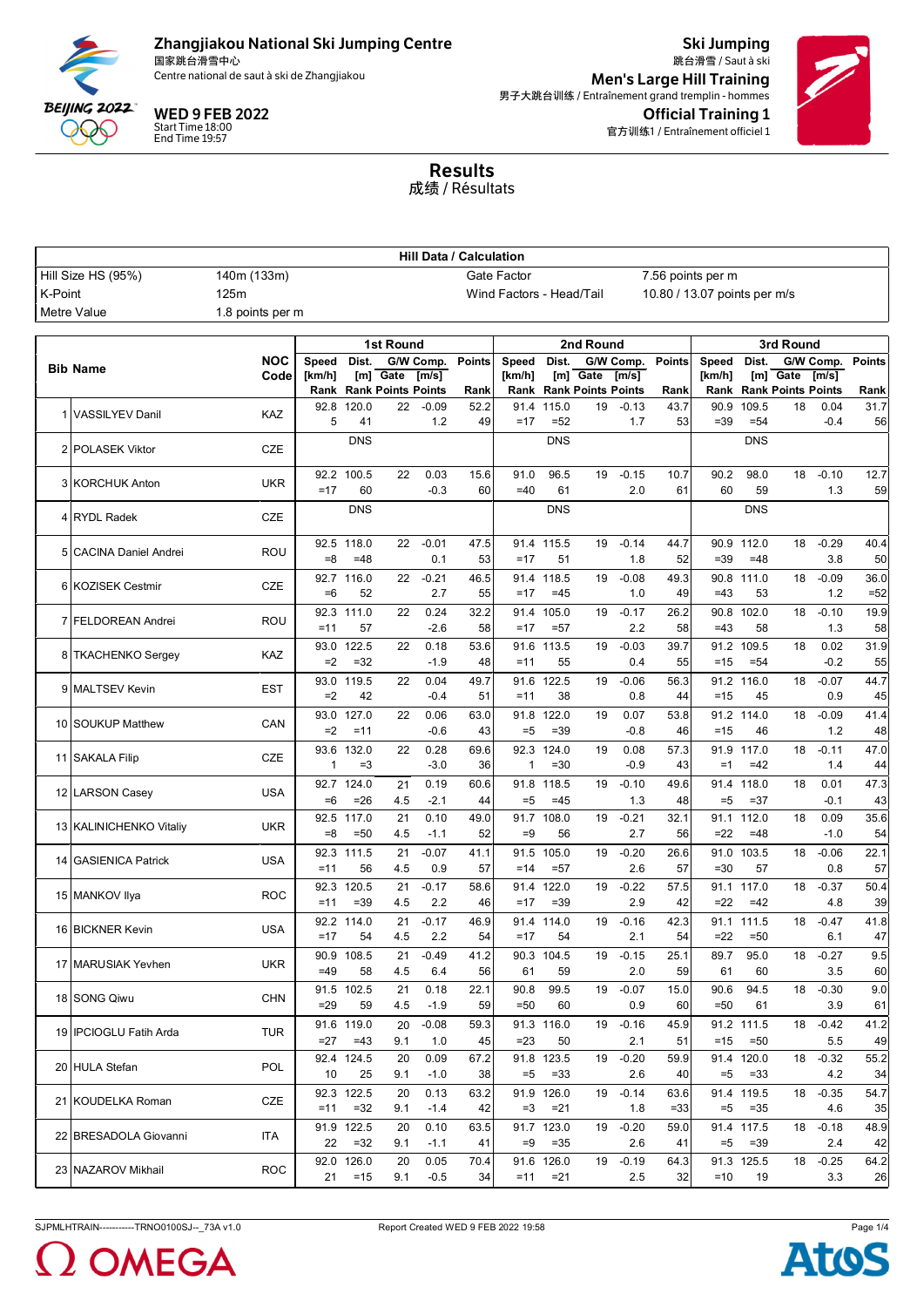**Zhangjiakou National Ski Jumping Centre**
国家跳台滑雪中心
Centre national de saut à ski de Zhangjiakou

**WED 9 FEB 2022**
Start Time 18:00
End Time 19:57

**Ski Jumping**
跳台滑雪 / Saut à ski

**Men's Large Hill Training**
男子大跳台训练 / Entraînement grand tremplin - hommes

**Official Training 1**
官方训练1 / Entraînement officiel 1

# Results
成绩 / Résultats

| Hill Data / Calculation | | | |
|---|---|---|---|
| Hill Size HS (95%) | 140m (133m) | Gate Factor | 7.56 points per m |
| K-Point | 125m | Wind Factors - Head/Tail | 10.80 / 13.07 points per m/s |
| Metre Value | 1.8 points per m | | |

| Bib | Name | NOC Code | 1st Round Speed [km/h] / Rank | 1st Round Dist. [m] / Rank | 1st Round Gate / Points | 1st Round G/W Comp. [m/s] / Points | 1st Round Points / Rank | 2nd Round Speed [km/h] / Rank | 2nd Round Dist. [m] / Rank | 2nd Round Gate / Points | 2nd Round G/W Comp. [m/s] / Points | 2nd Round Points / Rank | 3rd Round Speed [km/h] / Rank | 3rd Round Dist. [m] / Rank | 3rd Round Gate / Points | 3rd Round G/W Comp. [m/s] / Points | 3rd Round Points / Rank |
|---|---|---|---|---|---|---|---|---|---|---|---|---|---|---|---|---|---|
| 1 | VASSILYEV Danil | KAZ | 92.8 / 5 | 120.0 / 41 | 22 | -0.09 / 1.2 | 52.2 / 49 | 91.4 / =17 | 115.0 / =52 | 19 | -0.13 / 1.7 | 43.7 / 53 | 90.9 / =39 | 109.5 / =54 | 18 | 0.04 / -0.4 | 31.7 / 56 |
| 2 | POLASEK Viktor | CZE | | DNS | | | | | DNS | | | | | DNS | | | |
| 3 | KORCHUK Anton | UKR | 92.2 / =17 | 100.5 / 60 | 22 | 0.03 / -0.3 | 15.6 / 60 | 91.0 / =40 | 96.5 / 61 | 19 | -0.15 / 2.0 | 10.7 / 61 | 90.2 / 60 | 98.0 / 59 | 18 | -0.10 / 1.3 | 12.7 / 59 |
| 4 | RYDL Radek | CZE | | DNS | | | | | DNS | | | | | DNS | | | |
| 5 | CACINA Daniel Andrei | ROU | 92.5 / =8 | 118.0 / =48 | 22 | -0.01 / 0.1 | 47.5 / 53 | 91.4 / =17 | 115.5 / 51 | 19 | -0.14 / 1.8 | 44.7 / 52 | 90.9 / =39 | 112.0 / =48 | 18 | -0.29 / 3.8 | 40.4 / 50 |
| 6 | KOZISEK Cestmir | CZE | 92.7 / =6 | 116.0 / 52 | 22 | -0.21 / 2.7 | 46.5 / 55 | 91.4 / =17 | 118.5 / =45 | 19 | -0.08 / 1.0 | 49.3 / 49 | 90.8 / =43 | 111.0 / 53 | 18 | -0.09 / 1.2 | 36.0 / =52 |
| 7 | FELDOREAN Andrei | ROU | 92.3 / =11 | 111.0 / 57 | 22 | 0.24 / -2.6 | 32.2 / 58 | 91.4 / =17 | 105.0 / =57 | 19 | -0.17 / 2.2 | 26.2 / 58 | 90.8 / =43 | 102.0 / 58 | 18 | -0.10 / 1.3 | 19.9 / 58 |
| 8 | TKACHENKO Sergey | KAZ | 93.0 / =2 | 122.5 / =32 | 22 | 0.18 / -1.9 | 53.6 / 48 | 91.6 / =11 | 113.5 / 55 | 19 | -0.03 / 0.4 | 39.7 / 55 | 91.2 / =15 | 109.5 / =54 | 18 | 0.02 / -0.2 | 31.9 / 55 |
| 9 | MALTSEV Kevin | EST | 93.0 / =2 | 119.5 / 42 | 22 | 0.04 / -0.4 | 49.7 / 51 | 91.6 / =11 | 122.5 / 38 | 19 | -0.06 / 0.8 | 56.3 / 44 | 91.2 / =15 | 116.0 / 45 | 18 | -0.07 / 0.9 | 44.7 / 45 |
| 10 | SOUKUP Matthew | CAN | 93.0 / =2 | 127.0 / =11 | 22 | 0.06 / -0.6 | 63.0 / 43 | 91.8 / =5 | 122.0 / =39 | 19 | 0.07 / -0.8 | 53.8 / 46 | 91.2 / =15 | 114.0 / 46 | 18 | -0.09 / 1.2 | 41.4 / 48 |
| 11 | SAKALA Filip | CZE | 93.6 / 1 | 132.0 / =3 | 22 | 0.28 / -3.0 | 69.6 / 36 | 92.3 / 1 | 124.0 / =30 | 19 | 0.08 / -0.9 | 57.3 / 43 | 91.9 / =1 | 117.0 / =42 | 18 | -0.11 / 1.4 | 47.0 / 44 |
| 12 | LARSON Casey | USA | 92.7 / =6 | 124.0 / =26 | 21 / 4.5 | 0.19 / -2.1 | 60.6 / 44 | 91.8 / =5 | 118.5 / =45 | 19 | -0.10 / 1.3 | 49.6 / 48 | 91.4 / =5 | 118.0 / =37 | 18 | 0.01 / -0.1 | 47.3 / 43 |
| 13 | KALINICHENKO Vitaliy | UKR | 92.5 / =8 | 117.0 / =50 | 21 / 4.5 | 0.10 / -1.1 | 49.0 / 52 | 91.7 / =9 | 108.0 / 56 | 19 | -0.21 / 2.7 | 32.1 / 56 | 91.1 / =22 | 112.0 / =48 | 18 | 0.09 / -1.0 | 35.6 / 54 |
| 14 | GASIENICA Patrick | USA | 92.3 / =11 | 111.5 / 56 | 21 / 4.5 | -0.07 / 0.9 | 41.1 / 57 | 91.5 / =14 | 105.0 / =57 | 19 | -0.20 / 2.6 | 26.6 / 57 | 91.0 / =30 | 103.5 / 57 | 18 | -0.06 / 0.8 | 22.1 / 57 |
| 15 | MANKOV Ilya | ROC | 92.3 / =11 | 120.5 / =39 | 21 / 4.5 | -0.17 / 2.2 | 58.6 / 46 | 91.4 / =17 | 122.0 / =39 | 19 | -0.22 / 2.9 | 57.5 / 42 | 91.1 / =22 | 117.0 / =42 | 18 | -0.37 / 4.8 | 50.4 / 39 |
| 16 | BICKNER Kevin | USA | 92.2 / =17 | 114.0 / 54 | 21 / 4.5 | -0.17 / 2.2 | 46.9 / 54 | 91.4 / =17 | 114.0 / 54 | 19 | -0.16 / 2.1 | 42.3 / 54 | 91.1 / =22 | 111.5 / =50 | 18 | -0.47 / 6.1 | 41.8 / 47 |
| 17 | MARUSIAK Yevhen | UKR | 90.9 / =49 | 108.5 / 58 | 21 / 4.5 | -0.49 / 6.4 | 41.2 / 56 | 90.3 / 61 | 104.5 / 59 | 19 | -0.15 / 2.0 | 25.1 / 59 | 89.7 / 61 | 95.0 / 60 | 18 | -0.27 / 3.5 | 9.5 / 60 |
| 18 | SONG Qiwu | CHN | 91.5 / =29 | 102.5 / 59 | 21 / 4.5 | 0.18 / -1.9 | 22.1 / 59 | 90.8 / =50 | 99.5 / 60 | 19 | -0.07 / 0.9 | 15.0 / 60 | 90.6 / =50 | 94.5 / 61 | 18 | -0.30 / 3.9 | 9.0 / 61 |
| 19 | IPCIOGLU Fatih Arda | TUR | 91.6 / =27 | 119.0 / =43 | 20 / 9.1 | -0.08 / 1.0 | 59.3 / 45 | 91.3 / =23 | 116.0 / 50 | 19 | -0.16 / 2.1 | 45.9 / 51 | 91.2 / =15 | 111.5 / =50 | 18 | -0.42 / 5.5 | 41.2 / 49 |
| 20 | HULA Stefan | POL | 92.4 / 10 | 124.5 / 25 | 20 / 9.1 | 0.09 / -1.0 | 67.2 / 38 | 91.8 / =5 | 123.5 / =33 | 19 | -0.20 / 2.6 | 59.9 / 40 | 91.4 / =5 | 120.0 / =33 | 18 | -0.32 / 4.2 | 55.2 / 34 |
| 21 | KOUDELKA Roman | CZE | 92.3 / =11 | 122.5 / =32 | 20 / 9.1 | 0.13 / -1.4 | 63.2 / 42 | 91.9 / =3 | 126.0 / =21 | 19 | -0.14 / 1.8 | 63.6 / =33 | 91.4 / =5 | 119.5 / =35 | 18 | -0.35 / 4.6 | 54.7 / 35 |
| 22 | BRESADOLA Giovanni | ITA | 91.9 / 22 | 122.5 / =32 | 20 / 9.1 | 0.10 / -1.1 | 63.5 / 41 | 91.7 / =9 | 123.0 / =35 | 19 | -0.20 / 2.6 | 59.0 / 41 | 91.4 / =5 | 117.5 / =39 | 18 | -0.18 / 2.4 | 48.9 / 42 |
| 23 | NAZAROV Mikhail | ROC | 92.0 / 21 | 126.0 / =15 | 20 / 9.1 | 0.05 / -0.5 | 70.4 / 34 | 91.6 / =11 | 126.0 / =21 | 19 | -0.19 / 2.5 | 64.3 / 32 | 91.3 / =10 | 125.5 / 19 | 18 | -0.25 / 3.3 | 64.2 / 26 |

SJPMLHTRAIN-----------TRNO0100SJ--_73A v1.0 &nbsp;&nbsp;&nbsp; Report Created WED 9 FEB 2022 19:58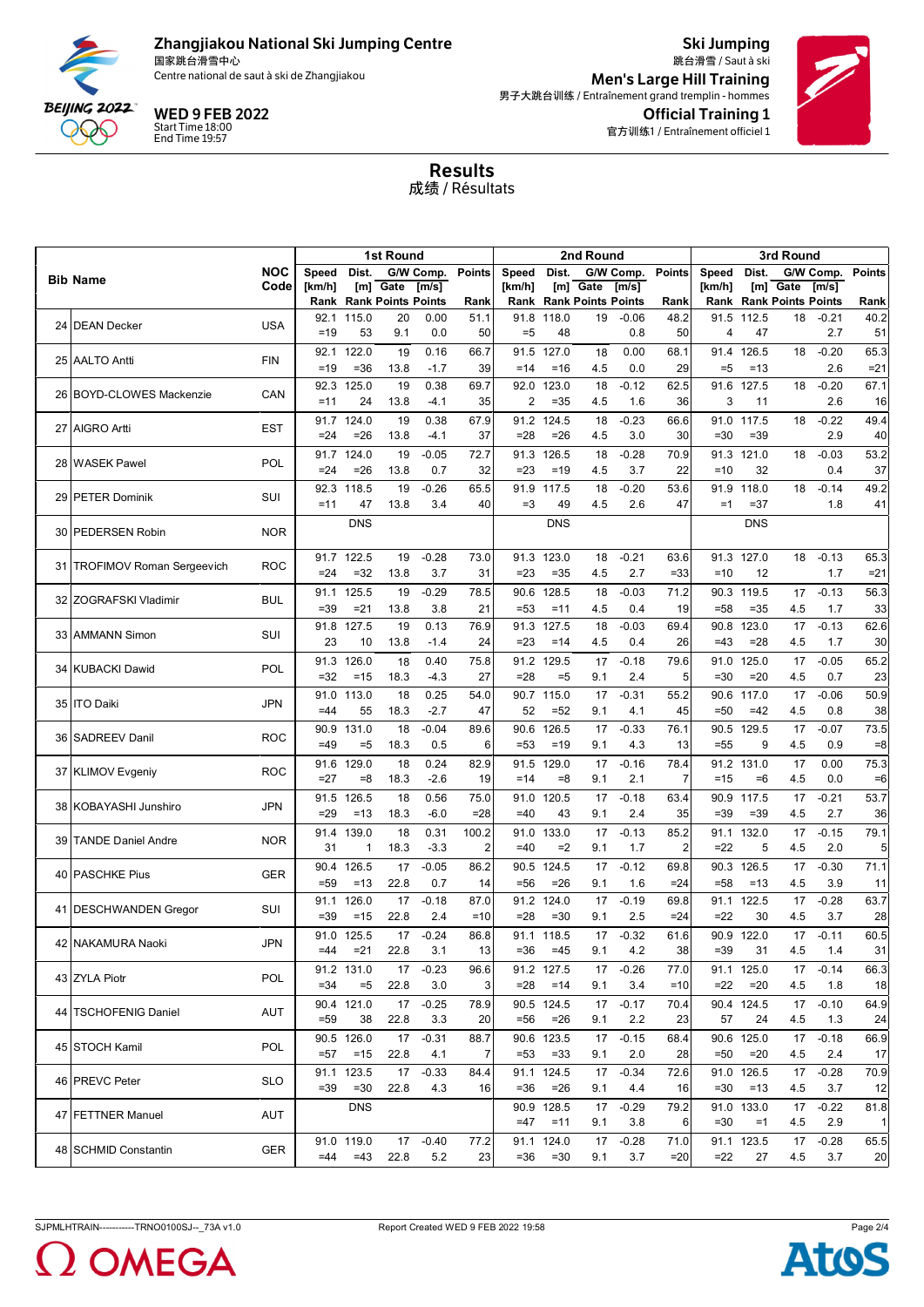Zhangjiakou National Ski Jumping Centre
国家跳台滑雪中心
Centre national de saut à ski de Zhangjiakou

**WED 9 FEB 2022**
Start Time 18:00
End Time 19:57

**Ski Jumping**
跳台滑雪 / Saut à ski
**Men's Large Hill Training**
男子大跳台训练 / Entraînement grand tremplin - hommes
**Official Training 1**
官方训练1 / Entraînement officiel 1

## Results
成绩 / Résultats

| Bib | Name | NOC Code | 1st Round Speed [km/h] Rank | Dist. [m] Rank | Gate Points | G/W Comp. [m/s] Points | Points Rank | 2nd Round Speed [km/h] Rank | Dist. [m] Rank | Gate Points | G/W Comp. [m/s] Points | Points Rank | 3rd Round Speed [km/h] Rank | Dist. [m] Rank | Gate Points | G/W Comp. [m/s] Points | Points Rank |
|---|---|---|---|---|---|---|---|---|---|---|---|---|---|---|---|---|---|
| 24 | DEAN Decker | USA | 92.1 =19 | 115.0 53 | 20 9.1 | 0.00 0.0 | 51.1 50 | 91.8 =5 | 118.0 48 | 19 | -0.06 0.8 | 48.2 50 | 91.5 4 | 112.5 47 | 18 | -0.21 2.7 | 40.2 51 |
| 25 | AALTO Antti | FIN | 92.1 =19 | 122.0 =36 | 19 13.8 | 0.16 -1.7 | 66.7 39 | 91.5 =14 | 127.0 =16 | 18 4.5 | 0.00 0.0 | 68.1 29 | 91.4 =5 | 126.5 =13 | 18 | -0.20 2.6 | 65.3 =21 |
| 26 | BOYD-CLOWES Mackenzie | CAN | 92.3 =11 | 125.0 24 | 19 13.8 | 0.38 -4.1 | 69.7 35 | 92.0 2 | 123.0 =35 | 18 4.5 | -0.12 1.6 | 62.5 36 | 91.6 3 | 127.5 11 | 18 | -0.20 2.6 | 67.1 16 |
| 27 | AIGRO Artti | EST | 91.7 =24 | 124.0 =26 | 19 13.8 | 0.38 -4.1 | 67.9 37 | 91.2 =28 | 124.5 =26 | 18 4.5 | -0.23 3.0 | 66.6 30 | 91.0 =30 | 117.5 =39 | 18 | -0.22 2.9 | 49.4 40 |
| 28 | WASEK Pawel | POL | 91.7 =24 | 124.0 =26 | 19 13.8 | -0.05 0.7 | 72.7 32 | 91.3 =23 | 126.5 =19 | 18 4.5 | -0.28 3.7 | 70.9 22 | 91.3 =10 | 121.0 32 | 18 | -0.03 0.4 | 53.2 37 |
| 29 | PETER Dominik | SUI | 92.3 =11 | 118.5 47 | 19 13.8 | -0.26 3.4 | 65.5 40 | 91.9 =3 | 117.5 49 | 18 4.5 | -0.20 2.6 | 53.6 47 | 91.9 =1 | 118.0 =37 | 18 | -0.14 1.8 | 49.2 41 |
| 30 | PEDERSEN Robin | NOR | | DNS | | | | | DNS | | | | | DNS | | | |
| 31 | TROFIMOV Roman Sergeevich | ROC | 91.7 =24 | 122.5 =32 | 19 13.8 | -0.28 3.7 | 73.0 31 | 91.3 =23 | 123.0 =35 | 18 4.5 | -0.21 2.7 | 63.6 =33 | 91.3 =10 | 127.0 12 | 18 | -0.13 1.7 | 65.3 =21 |
| 32 | ZOGRAFSKI Vladimir | BUL | 91.1 =39 | 125.5 =21 | 19 13.8 | -0.29 3.8 | 78.5 21 | 90.6 =53 | 128.5 =11 | 18 4.5 | -0.03 0.4 | 71.2 19 | 90.3 =58 | 119.5 =35 | 17 4.5 | -0.13 1.7 | 56.3 33 |
| 33 | AMMANN Simon | SUI | 91.8 23 | 127.5 10 | 19 13.8 | 0.13 -1.4 | 76.9 24 | 91.3 =23 | 127.5 =14 | 18 4.5 | -0.03 0.4 | 69.4 26 | 90.8 =43 | 123.0 =28 | 17 4.5 | -0.13 1.7 | 62.6 30 |
| 34 | KUBACKI Dawid | POL | 91.3 =32 | 126.0 =15 | 18 18.3 | 0.40 -4.3 | 75.8 27 | 91.2 =28 | 129.5 =5 | 17 9.1 | -0.18 2.4 | 79.6 5 | 91.0 =30 | 125.0 =20 | 17 4.5 | -0.05 0.7 | 65.2 23 |
| 35 | ITO Daiki | JPN | 91.0 =44 | 113.0 55 | 18 18.3 | 0.25 -2.7 | 54.0 47 | 90.7 52 | 115.0 =52 | 17 9.1 | -0.31 4.1 | 55.2 45 | 90.6 =50 | 117.0 =42 | 17 4.5 | -0.06 0.8 | 50.9 38 |
| 36 | SADREEV Danil | ROC | 90.9 =49 | 131.0 =5 | 18 18.3 | -0.04 0.5 | 89.6 6 | 90.6 =53 | 126.5 =19 | 17 9.1 | -0.33 4.3 | 76.1 13 | 90.5 =55 | 129.5 9 | 17 4.5 | -0.07 0.9 | 73.5 =8 |
| 37 | KLIMOV Evgeniy | ROC | 91.6 =27 | 129.0 =8 | 18 18.3 | 0.24 -2.6 | 82.9 19 | 91.5 =14 | 129.0 =8 | 17 9.1 | -0.16 2.1 | 78.4 7 | 91.2 =15 | 131.0 =6 | 17 4.5 | 0.00 0.0 | 75.3 =6 |
| 38 | KOBAYASHI Junshiro | JPN | 91.5 =29 | 126.5 =13 | 18 18.3 | 0.56 -6.0 | 75.0 =28 | 91.0 =40 | 120.5 43 | 17 9.1 | -0.18 2.4 | 63.4 35 | 90.9 =39 | 117.5 =39 | 17 4.5 | -0.21 2.7 | 53.7 36 |
| 39 | TANDE Daniel Andre | NOR | 91.4 31 | 139.0 1 | 18 18.3 | 0.31 -3.3 | 100.2 2 | 91.0 =40 | 133.0 =2 | 17 9.1 | -0.13 1.7 | 85.2 2 | 91.1 =22 | 132.0 5 | 17 4.5 | -0.15 2.0 | 79.1 5 |
| 40 | PASCHKE Pius | GER | 90.4 =59 | 126.5 =13 | 17 22.8 | -0.05 0.7 | 86.2 14 | 90.5 =56 | 124.5 =26 | 17 9.1 | -0.12 1.6 | 69.8 =24 | 90.3 =58 | 126.5 =13 | 17 4.5 | -0.30 3.9 | 71.1 11 |
| 41 | DESCHWANDEN Gregor | SUI | 91.1 =39 | 126.0 =15 | 17 22.8 | -0.18 2.4 | 87.0 =10 | 91.2 =28 | 124.0 =30 | 17 9.1 | -0.19 2.5 | 69.8 =24 | 91.1 =22 | 122.5 30 | 17 4.5 | -0.28 3.7 | 63.7 28 |
| 42 | NAKAMURA Naoki | JPN | 91.0 =44 | 125.5 =21 | 17 22.8 | -0.24 3.1 | 86.8 13 | 91.1 =36 | 118.5 =45 | 17 9.1 | -0.32 4.2 | 61.6 38 | 90.9 =39 | 122.0 31 | 17 4.5 | -0.11 1.4 | 60.5 31 |
| 43 | ZYLA Piotr | POL | 91.2 =34 | 131.0 =5 | 17 22.8 | -0.23 3.0 | 96.6 3 | 91.2 =28 | 127.5 =14 | 17 9.1 | -0.26 3.4 | 77.0 =10 | 91.1 =22 | 125.0 =20 | 17 4.5 | -0.14 1.8 | 66.3 18 |
| 44 | TSCHOFENIG Daniel | AUT | 90.4 =59 | 121.0 38 | 17 22.8 | -0.25 3.3 | 78.9 20 | 90.5 =56 | 124.5 =26 | 17 9.1 | -0.17 2.2 | 70.4 23 | 90.4 57 | 124.5 24 | 17 4.5 | -0.10 1.3 | 64.9 24 |
| 45 | STOCH Kamil | POL | 90.5 =57 | 126.0 =15 | 17 22.8 | -0.31 4.1 | 88.7 7 | 90.6 =53 | 123.5 =33 | 17 9.1 | -0.15 2.0 | 68.4 28 | 90.6 =50 | 125.0 =20 | 17 4.5 | -0.18 2.4 | 66.9 17 |
| 46 | PREVC Peter | SLO | 91.1 =39 | 123.5 =30 | 17 22.8 | -0.33 4.3 | 84.4 16 | 91.1 =36 | 124.5 =26 | 17 9.1 | -0.34 4.4 | 72.6 16 | 91.0 =30 | 126.5 =13 | 17 4.5 | -0.28 3.7 | 70.9 12 |
| 47 | FETTNER Manuel | AUT | | DNS | | | | 90.9 =47 | 128.5 =11 | 17 9.1 | -0.29 3.8 | 79.2 6 | 91.0 =30 | 133.0 =1 | 17 4.5 | -0.22 2.9 | 81.8 1 |
| 48 | SCHMID Constantin | GER | 91.0 =44 | 119.0 =43 | 17 22.8 | -0.40 5.2 | 77.2 23 | 91.1 =36 | 124.0 =30 | 17 9.1 | -0.28 3.7 | 71.0 =20 | 91.1 =22 | 123.5 27 | 17 4.5 | -0.28 3.7 | 65.5 20 |

SJPMLHTRAIN-----------TRNO0100SJ--_73A v1.0
Report Created WED 9 FEB 2022 19:58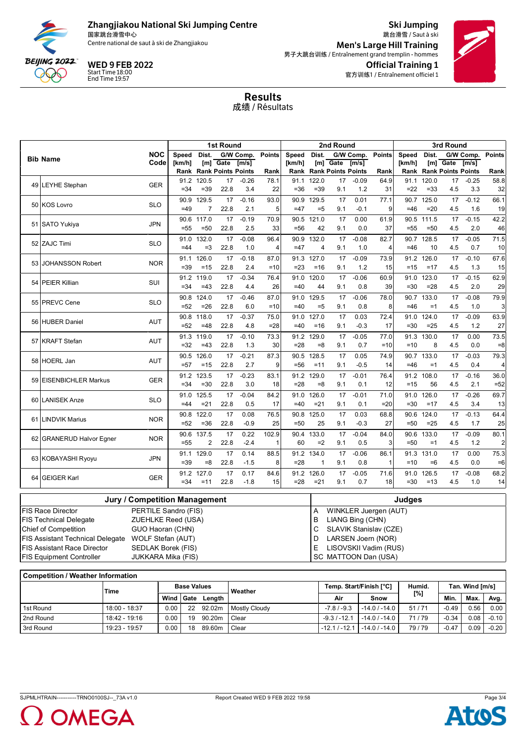Zhangjiakou National Ski Jumping Centre
国家跳台滑雪中心
Centre national de saut à ski de Zhangjiakou

**WED 9 FEB 2022**
Start Time 18:00
End Time 19:57

**Ski Jumping**
跳台滑雪 / Saut à ski
**Men's Large Hill Training**
男子大跳台训练 / Entraînement grand tremplin - hommes
**Official Training 1**
官方训练1 / Entraînement officiel 1

## Results
成绩 / Résultats

| Bib | Name | NOC Code | 1st Round Speed [km/h] Rank | Dist. [m] Rank | Gate Points | G/W Comp. [m/s] Points | Points Rank | 2nd Round Speed [km/h] Rank | Dist. [m] Rank | Gate Points | G/W Comp. [m/s] Points | Points Rank | 3rd Round Speed [km/h] Rank | Dist. [m] Rank | Gate Points | G/W Comp. [m/s] Points | Points Rank |
|---|---|---|---|---|---|---|---|---|---|---|---|---|---|---|---|---|---|
| 49 | LEYHE Stephan | GER | 91.2 =34 | 120.5 =39 | 17 22.8 | -0.26 3.4 | 78.1 22 | 91.1 =36 | 122.0 =39 | 17 9.1 | -0.09 1.2 | 64.9 31 | 91.1 =22 | 120.0 =33 | 17 4.5 | -0.25 3.3 | 58.8 32 |
| 50 | KOS Lovro | SLO | 90.9 =49 | 129.5 7 | 17 22.8 | -0.16 2.1 | 93.0 5 | 90.9 =47 | 129.5 =5 | 17 9.1 | 0.01 -0.1 | 77.1 9 | 90.7 =46 | 125.0 =20 | 17 4.5 | -0.12 1.6 | 66.1 19 |
| 51 | SATO Yukiya | JPN | 90.6 =55 | 117.0 =50 | 17 22.8 | -0.19 2.5 | 70.9 33 | 90.5 =56 | 121.0 42 | 17 9.1 | 0.00 0.0 | 61.9 37 | 90.5 =55 | 111.5 =50 | 17 4.5 | -0.15 2.0 | 42.2 46 |
| 52 | ZAJC Timi | SLO | 91.0 =44 | 132.0 =3 | 17 22.8 | -0.08 1.0 | 96.4 4 | 90.9 =47 | 132.0 4 | 17 9.1 | -0.08 1.0 | 82.7 4 | 90.7 =46 | 128.5 10 | 17 4.5 | -0.05 0.7 | 71.5 10 |
| 53 | JOHANSSON Robert | NOR | 91.1 =39 | 126.0 =15 | 17 22.8 | -0.18 2.4 | 87.0 =10 | 91.3 =23 | 127.0 =16 | 17 9.1 | -0.09 1.2 | 73.9 15 | 91.2 =15 | 126.0 =17 | 17 4.5 | -0.10 1.3 | 67.6 15 |
| 54 | PEIER Killian | SUI | 91.2 =34 | 119.0 =43 | 17 22.8 | -0.34 4.4 | 76.4 26 | 91.0 =40 | 120.0 44 | 17 9.1 | -0.06 0.8 | 60.9 39 | 91.0 =30 | 123.0 =28 | 17 4.5 | -0.15 2.0 | 62.9 29 |
| 55 | PREVC Cene | SLO | 90.8 =52 | 124.0 =26 | 17 22.8 | -0.46 6.0 | 87.0 =10 | 91.0 =40 | 129.5 =5 | 17 9.1 | -0.06 0.8 | 78.0 8 | 90.7 =46 | 133.0 =1 | 17 4.5 | -0.08 1.0 | 79.9 3 |
| 56 | HUBER Daniel | AUT | 90.8 =52 | 118.0 =48 | 17 22.8 | -0.37 4.8 | 75.0 =28 | 91.0 =40 | 127.0 =16 | 17 9.1 | 0.03 -0.3 | 72.4 17 | 91.0 =30 | 124.0 =25 | 17 4.5 | -0.09 1.2 | 63.9 27 |
| 57 | KRAFT Stefan | AUT | 91.3 =32 | 119.0 =43 | 17 22.8 | -0.10 1.3 | 73.3 30 | 91.2 =28 | 129.0 =8 | 17 9.1 | -0.05 0.7 | 77.0 =10 | 91.3 =10 | 130.0 8 | 17 4.5 | 0.00 0.0 | 73.5 =8 |
| 58 | HOERL Jan | AUT | 90.5 =57 | 126.0 =15 | 17 22.8 | -0.21 2.7 | 87.3 9 | 90.5 =56 | 128.5 =11 | 17 9.1 | 0.05 -0.5 | 74.9 14 | 90.7 =46 | 133.0 =1 | 17 4.5 | -0.03 0.4 | 79.3 4 |
| 59 | EISENBICHLER Markus | GER | 91.2 =34 | 123.5 =30 | 17 22.8 | -0.23 3.0 | 83.1 18 | 91.2 =28 | 129.0 =8 | 17 9.1 | -0.01 0.1 | 76.4 12 | 91.2 =15 | 108.0 56 | 17 4.5 | -0.16 2.1 | 36.0 =52 |
| 60 | LANISEK Anze | SLO | 91.0 =44 | 125.5 =21 | 17 22.8 | -0.04 0.5 | 84.2 17 | 91.0 =40 | 126.0 =21 | 17 9.1 | -0.01 0.1 | 71.0 =20 | 91.0 =30 | 126.0 =17 | 17 4.5 | -0.26 3.4 | 69.7 13 |
| 61 | LINDVIK Marius | NOR | 90.8 =52 | 122.0 =36 | 17 22.8 | 0.08 -0.9 | 76.5 25 | 90.8 =50 | 125.0 25 | 17 9.1 | 0.03 -0.3 | 68.8 27 | 90.6 =50 | 124.0 =25 | 17 4.5 | -0.13 1.7 | 64.4 25 |
| 62 | GRANERUD Halvor Egner | NOR | 90.6 =55 | 137.5 2 | 17 22.8 | 0.22 -2.4 | 102.9 1 | 90.4 60 | 133.0 =2 | 17 9.1 | -0.04 0.5 | 84.0 3 | 90.6 =50 | 133.0 =1 | 17 4.5 | -0.09 1.2 | 80.1 2 |
| 63 | KOBAYASHI Ryoyu | JPN | 91.1 =39 | 129.0 =8 | 17 22.8 | 0.14 -1.5 | 88.5 8 | 91.2 =28 | 134.0 1 | 17 9.1 | -0.06 0.8 | 86.1 1 | 91.3 =10 | 131.0 =6 | 17 4.5 | 0.00 0.0 | 75.3 =6 |
| 64 | GEIGER Karl | GER | 91.2 =34 | 127.0 =11 | 17 22.8 | 0.17 -1.8 | 84.6 15 | 91.2 =28 | 126.0 =21 | 17 9.1 | -0.05 0.7 | 71.6 18 | 91.0 =30 | 126.5 =13 | 17 4.5 | -0.08 1.0 | 68.2 14 |

| Jury / Competition Management | |
|---|---|
| FIS Race Director | PERTILE Sandro (FIS) |
| FIS Technical Delegate | ZUEHLKE Reed (USA) |
| Chief of Competition | GUO Haoran (CHN) |
| FIS Assistant Technical Delegate | WOLF Stefan (AUT) |
| FIS Assistant Race Director | SEDLAK Borek (FIS) |
| FIS Equipment Controller | JUKKARA Mika (FIS) |

| Judges | |
|---|---|
| A | WINKLER Juergen (AUT) |
| B | LIANG Bing (CHN) |
| C | SLAVIK Stanislav (CZE) |
| D | LARSEN Joern (NOR) |
| E | LISOVSKII Vadim (RUS) |
| SC | MATTOON Dan (USA) |

**Competition / Weather Information**

| | Time | Base Values Wind | Gate | Length | Weather | Temp. Start/Finish [°C] Air | Snow | Humid. [%] | Tan. Wind [m/s] Min. | Max. | Avg. |
|---|---|---|---|---|---|---|---|---|---|---|---|
| 1st Round | 18:00 - 18:37 | 0.00 | 22 | 92.02m | Mostly Cloudy | -7.8 / -9.3 | -14.0 / -14.0 | 51 / 71 | -0.49 | 0.56 | 0.00 |
| 2nd Round | 18:42 - 19:16 | 0.00 | 19 | 90.20m | Clear | -9.3 / -12.1 | -14.0 / -14.0 | 71 / 79 | -0.34 | 0.08 | -0.10 |
| 3rd Round | 19:23 - 19:57 | 0.00 | 18 | 89.60m | Clear | -12.1 / -12.1 | -14.0 / -14.0 | 79 / 79 | -0.47 | 0.09 | -0.20 |

SJPMLHTRAIN-----------TRNO0100SJ--_73A v1.0 Report Created WED 9 FEB 2022 19:58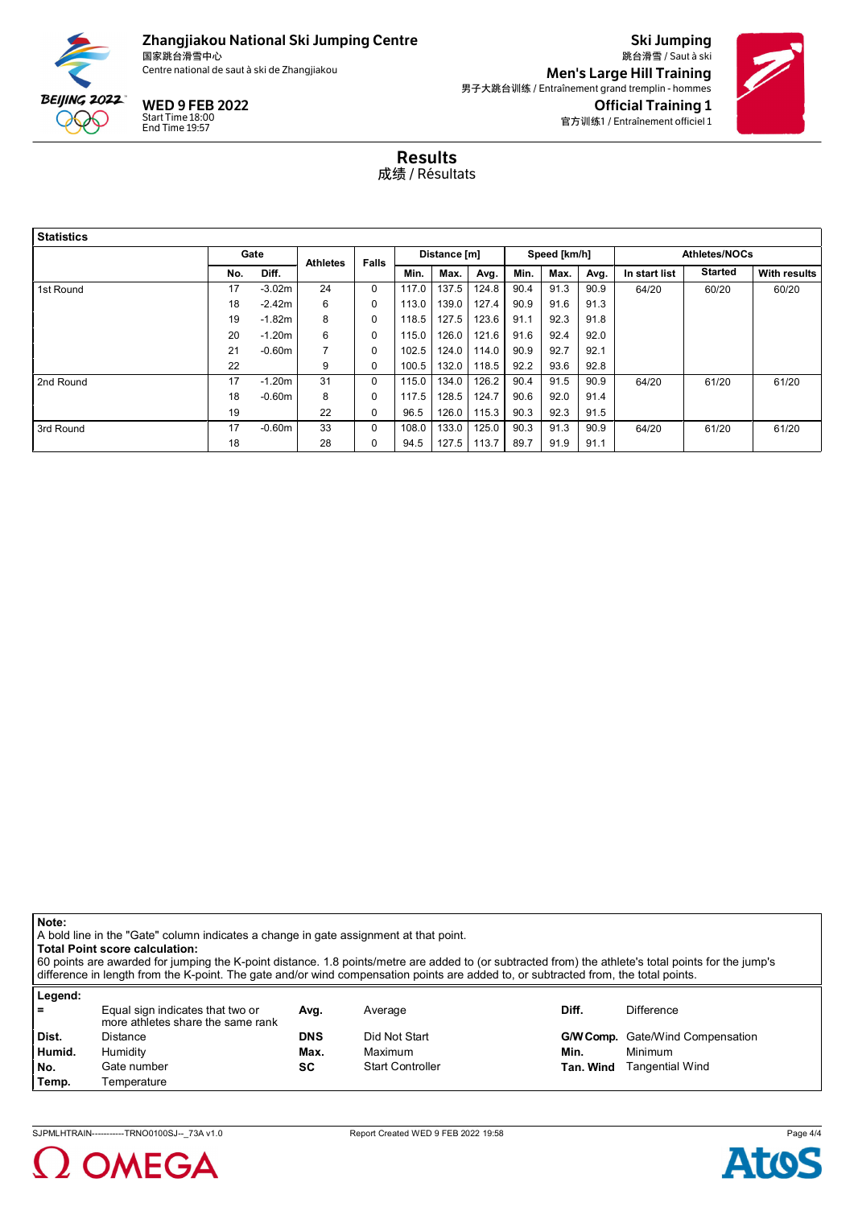**Zhangjiakou National Ski Jumping Centre**
国家跳台滑雪中心
Centre national de saut à ski de Zhangjiakou

**WED 9 FEB 2022**
Start Time 18:00
End Time 19:57

**Ski Jumping**
跳台滑雪 / Saut à ski
**Men's Large Hill Training**
男子大跳台训练 / Entraînement grand tremplin - hommes
**Official Training 1**
官方训练1 / Entraînement officiel 1

# Results
成绩 / Résultats

## Statistics

| | Gate | | Athletes | Falls | Distance [m] | | | Speed [km/h] | | | Athletes/NOCs | | |
|---|---|---|---|---|---|---|---|---|---|---|---|---|---|
| | No. | Diff. | | | Min. | Max. | Avg. | Min. | Max. | Avg. | In start list | Started | With results |
| 1st Round | 17 | -3.02m | 24 | 0 | 117.0 | 137.5 | 124.8 | 90.4 | 91.3 | 90.9 | 64/20 | 60/20 | 60/20 |
| | 18 | -2.42m | 6 | 0 | 113.0 | 139.0 | 127.4 | 90.9 | 91.6 | 91.3 | | | |
| | 19 | -1.82m | 8 | 0 | 118.5 | 127.5 | 123.6 | 91.1 | 92.3 | 91.8 | | | |
| | 20 | -1.20m | 6 | 0 | 115.0 | 126.0 | 121.6 | 91.6 | 92.4 | 92.0 | | | |
| | 21 | -0.60m | 7 | 0 | 102.5 | 124.0 | 114.0 | 90.9 | 92.7 | 92.1 | | | |
| | 22 | | 9 | 0 | 100.5 | 132.0 | 118.5 | 92.2 | 93.6 | 92.8 | | | |
| 2nd Round | 17 | -1.20m | 31 | 0 | 115.0 | 134.0 | 126.2 | 90.4 | 91.5 | 90.9 | 64/20 | 61/20 | 61/20 |
| | 18 | -0.60m | 8 | 0 | 117.5 | 128.5 | 124.7 | 90.6 | 92.0 | 91.4 | | | |
| | 19 | | 22 | 0 | 96.5 | 126.0 | 115.3 | 90.3 | 92.3 | 91.5 | | | |
| 3rd Round | 17 | -0.60m | 33 | 0 | 108.0 | 133.0 | 125.0 | 90.3 | 91.3 | 90.9 | 64/20 | 61/20 | 61/20 |
| | 18 | | 28 | 0 | 94.5 | 127.5 | 113.7 | 89.7 | 91.9 | 91.1 | | | |

**Note:**
A bold line in the "Gate" column indicates a change in gate assignment at that point.
**Total Point score calculation:**
60 points are awarded for jumping the K-point distance. 1.8 points/metre are added to (or subtracted from) the athlete's total points for the jump's difference in length from the K-point. The gate and/or wind compensation points are added to, or subtracted from, the total points.

**Legend:**

| | | | | | |
|---|---|---|---|---|---|
| **=** | Equal sign indicates that two or more athletes share the same rank | **Avg.** | Average | **Diff.** | Difference |
| **Dist.** | Distance | **DNS** | Did Not Start | **G/W Comp.** | Gate/Wind Compensation |
| **Humid.** | Humidity | **Max.** | Maximum | **Min.** | Minimum |
| **No.** | Gate number | **SC** | Start Controller | **Tan. Wind** | Tangential Wind |
| **Temp.** | Temperature | | | | |

SJPMLHTRAIN-----------TRNO0100SJ--_73A v1.0 Report Created WED 9 FEB 2022 19:58